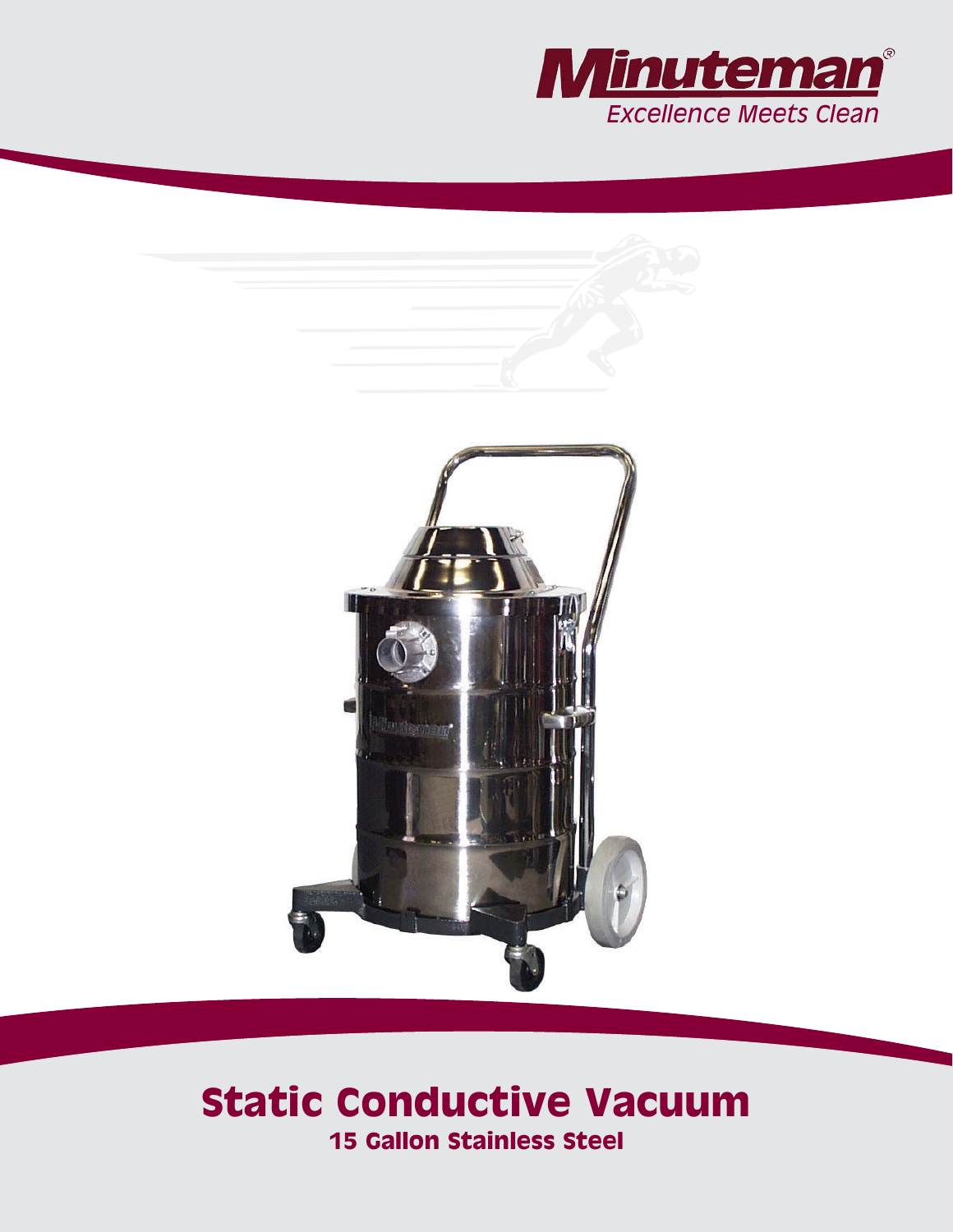Minuteman®

*Excellence Meets Clean*

# Static Conductive Vacuum

## 15 Gallon Stainless Steel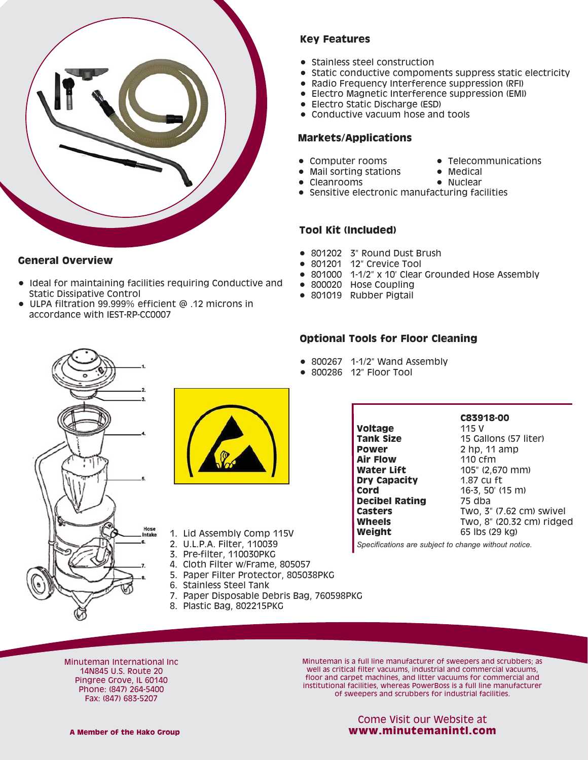## Key Features

- Stainless steel construction
- Static conductive compoments suppress static electricity
- Radio Frequency Interference suppression (RFI)
- Electro Magnetic Interference suppression (EMI)
- Electro Static Discharge (ESD)
- Conductive vacuum hose and tools

## Markets/Applications

- Computer rooms
- Mail sorting stations
- Cleanrooms
- Telecommunications
- Medical
- Nuclear
- Sensitive electronic manufacturing facilities

## General Overview

- Ideal for maintaining facilities requiring Conductive and Static Dissipative Control
- ULPA filtration 99.999% efficient @ .12 microns in accordance with IEST-RP-CC0007

## Tool Kit (Included)

- 801202 3" Round Dust Brush
- 801201 12" Crevice Tool
- 801000 1-1/2" x 10' Clear Grounded Hose Assembly
- 800020 Hose Coupling
- 801019 Rubber Pigtail

## Optional Tools for Floor Cleaning

- 800267 1-1/2" Wand Assembly
- 800286 12" Floor Tool

| | **C83918-00** |
|---|---|
| **Voltage** | 115 V |
| **Tank Size** | 15 Gallons (57 liter) |
| **Power** | 2 hp, 11 amp |
| **Air Flow** | 110 cfm |
| **Water Lift** | 105" (2,670 mm) |
| **Dry Capacity** | 1.87 cu ft |
| **Cord** | 16-3, 50' (15 m) |
| **Decibel Rating** | 75 dba |
| **Casters** | Two, 3" (7.62 cm) swivel |
| **Wheels** | Two, 8" (20.32 cm) ridged |
| **Weight** | 65 lbs (29 kg) |

*Specifications are subject to change without notice.*

1. Lid Assembly Comp 115V
2. U.L.P.A. Filter, 110039
3. Pre-filter, 110030PKG
4. Cloth Filter w/Frame, 805057
5. Paper Filter Protector, 805038PKG
6. Stainless Steel Tank
7. Paper Disposable Debris Bag, 760598PKG
8. Plastic Bag, 802215PKG

Minuteman International Inc
14N845 U.S. Route 20
Pingree Grove, IL 60140
Phone: (847) 264-5400
Fax: (847) 683-5207

Minuteman is a full line manufacturer of sweepers and scrubbers; as well as critical filter vacuums, industrial and commercial vacuums, floor and carpet machines, and litter vacuums for commercial and institutional facilities, whereas PowerBoss is a full line manufacturer of sweepers and scrubbers for industrial facilities.

**A Member of the Hako Group**

Come Visit our Website at
**www.minutemanintl.com**